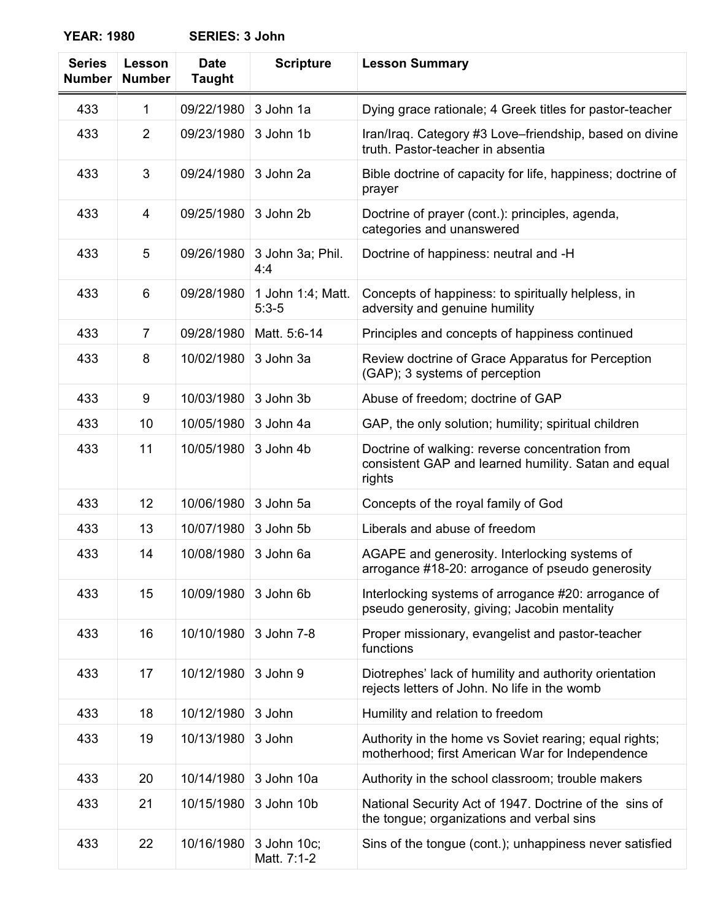**YEAR: 1980 SERIES: 3 John**

| Series Number | Lesson Number | Date Taught | Scripture | Lesson Summary |
|---|---|---|---|---|
| 433 | 1 | 09/22/1980 | 3 John 1a | Dying grace rationale; 4 Greek titles for pastor-teacher |
| 433 | 2 | 09/23/1980 | 3 John 1b | Iran/Iraq. Category #3 Love–friendship, based on divine truth. Pastor-teacher in absentia |
| 433 | 3 | 09/24/1980 | 3 John 2a | Bible doctrine of capacity for life, happiness; doctrine of prayer |
| 433 | 4 | 09/25/1980 | 3 John 2b | Doctrine of prayer (cont.): principles, agenda, categories and unanswered |
| 433 | 5 | 09/26/1980 | 3 John 3a; Phil. 4:4 | Doctrine of happiness: neutral and -H |
| 433 | 6 | 09/28/1980 | 1 John 1:4; Matt. 5:3-5 | Concepts of happiness: to spiritually helpless, in adversity and genuine humility |
| 433 | 7 | 09/28/1980 | Matt. 5:6-14 | Principles and concepts of happiness continued |
| 433 | 8 | 10/02/1980 | 3 John 3a | Review doctrine of Grace Apparatus for Perception (GAP); 3 systems of perception |
| 433 | 9 | 10/03/1980 | 3 John 3b | Abuse of freedom; doctrine of GAP |
| 433 | 10 | 10/05/1980 | 3 John 4a | GAP, the only solution; humility; spiritual children |
| 433 | 11 | 10/05/1980 | 3 John 4b | Doctrine of walking: reverse concentration from consistent GAP and learned humility. Satan and equal rights |
| 433 | 12 | 10/06/1980 | 3 John 5a | Concepts of the royal family of God |
| 433 | 13 | 10/07/1980 | 3 John 5b | Liberals and abuse of freedom |
| 433 | 14 | 10/08/1980 | 3 John 6a | AGAPE and generosity. Interlocking systems of arrogance #18-20: arrogance of pseudo generosity |
| 433 | 15 | 10/09/1980 | 3 John 6b | Interlocking systems of arrogance #20: arrogance of pseudo generosity, giving; Jacobin mentality |
| 433 | 16 | 10/10/1980 | 3 John 7-8 | Proper missionary, evangelist and pastor-teacher functions |
| 433 | 17 | 10/12/1980 | 3 John 9 | Diotrephes' lack of humility and authority orientation rejects letters of John. No life in the womb |
| 433 | 18 | 10/12/1980 | 3 John | Humility and relation to freedom |
| 433 | 19 | 10/13/1980 | 3 John | Authority in the home vs Soviet rearing; equal rights; motherhood; first American War for Independence |
| 433 | 20 | 10/14/1980 | 3 John 10a | Authority in the school classroom; trouble makers |
| 433 | 21 | 10/15/1980 | 3 John 10b | National Security Act of 1947. Doctrine of the sins of the tongue; organizations and verbal sins |
| 433 | 22 | 10/16/1980 | 3 John 10c; Matt. 7:1-2 | Sins of the tongue (cont.); unhappiness never satisfied |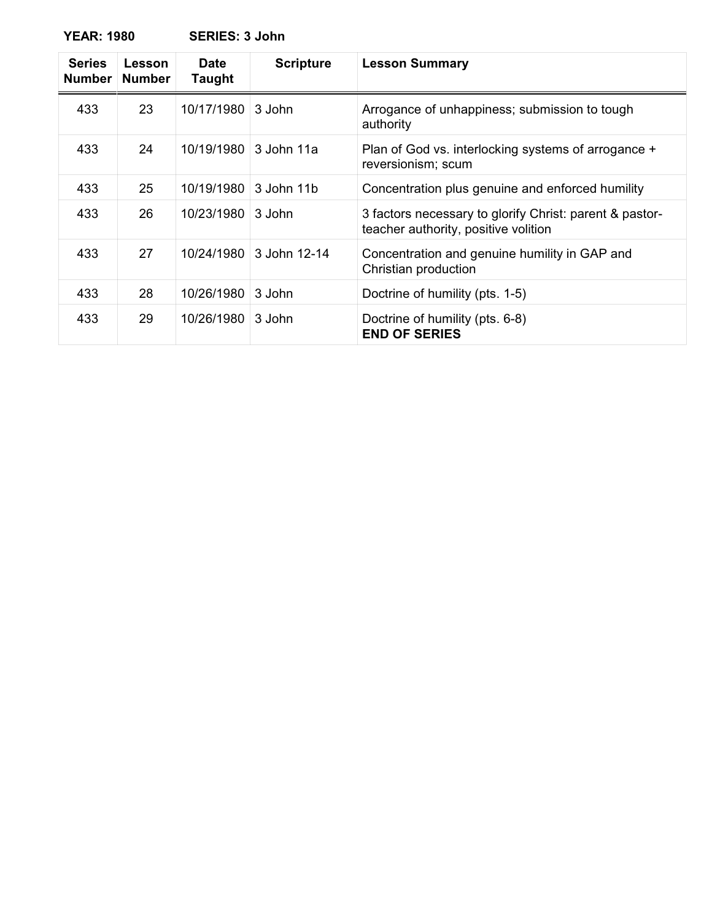**YEAR: 1980 SERIES: 3 John**

| Series Number | Lesson Number | Date Taught | Scripture | Lesson Summary |
|---|---|---|---|---|
| 433 | 23 | 10/17/1980 | 3 John | Arrogance of unhappiness; submission to tough authority |
| 433 | 24 | 10/19/1980 | 3 John 11a | Plan of God vs. interlocking systems of arrogance + reversionism; scum |
| 433 | 25 | 10/19/1980 | 3 John 11b | Concentration plus genuine and enforced humility |
| 433 | 26 | 10/23/1980 | 3 John | 3 factors necessary to glorify Christ: parent & pastor-teacher authority, positive volition |
| 433 | 27 | 10/24/1980 | 3 John 12-14 | Concentration and genuine humility in GAP and Christian production |
| 433 | 28 | 10/26/1980 | 3 John | Doctrine of humility (pts. 1-5) |
| 433 | 29 | 10/26/1980 | 3 John | Doctrine of humility (pts. 6-8) **END OF SERIES** |